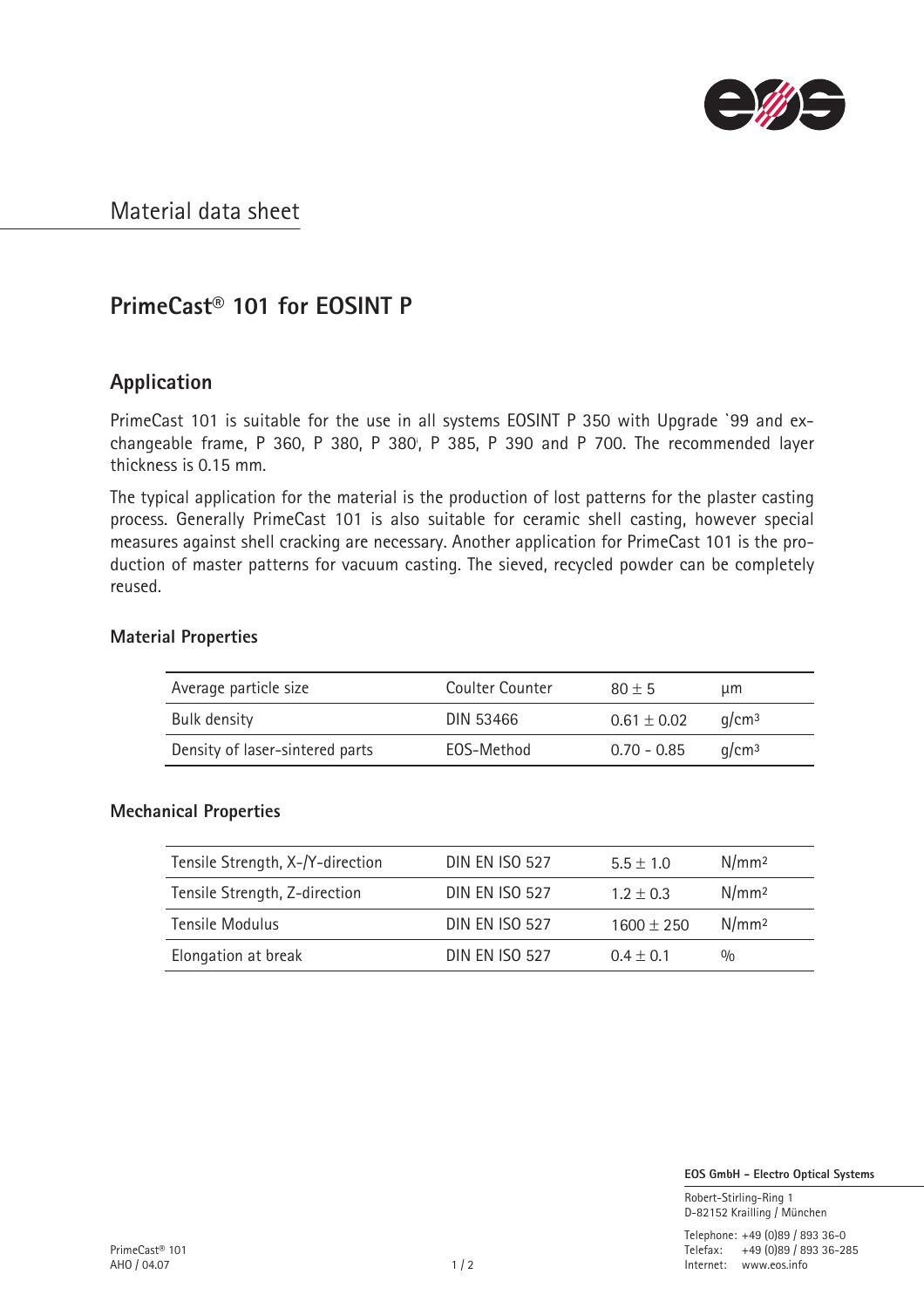# Material data sheet

## PrimeCast® 101 for EOSINT P

### Application

PrimeCast 101 is suitable for the use in all systems EOSINT P 350 with Upgrade `99 and exchangeable frame, P 360, P 380, P 380i, P 385, P 390 and P 700. The recommended layer thickness is 0.15 mm.

The typical application for the material is the production of lost patterns for the plaster casting process. Generally PrimeCast 101 is also suitable for ceramic shell casting, however special measures against shell cracking are necessary. Another application for PrimeCast 101 is the production of master patterns for vacuum casting. The sieved, recycled powder can be completely reused.

#### Material Properties

| | | | |
|---|---|---|---|
| Average particle size | Coulter Counter | 80 ± 5 | µm |
| Bulk density | DIN 53466 | 0.61 ± 0.02 | g/cm³ |
| Density of laser-sintered parts | EOS-Method | 0.70 - 0.85 | g/cm³ |

#### Mechanical Properties

| | | | |
|---|---|---|---|
| Tensile Strength, X-/Y-direction | DIN EN ISO 527 | 5.5 ± 1.0 | N/mm² |
| Tensile Strength, Z-direction | DIN EN ISO 527 | 1.2 ± 0.3 | N/mm² |
| Tensile Modulus | DIN EN ISO 527 | 1600 ± 250 | N/mm² |
| Elongation at break | DIN EN ISO 527 | 0.4 ± 0.1 | % |

**EOS GmbH - Electro Optical Systems**

Robert-Stirling-Ring 1
D-82152 Krailling / München

Telephone: +49 (0)89 / 893 36-0
Telefax: +49 (0)89 / 893 36-285
Internet: www.eos.info

PrimeCast® 101
AHO / 04.07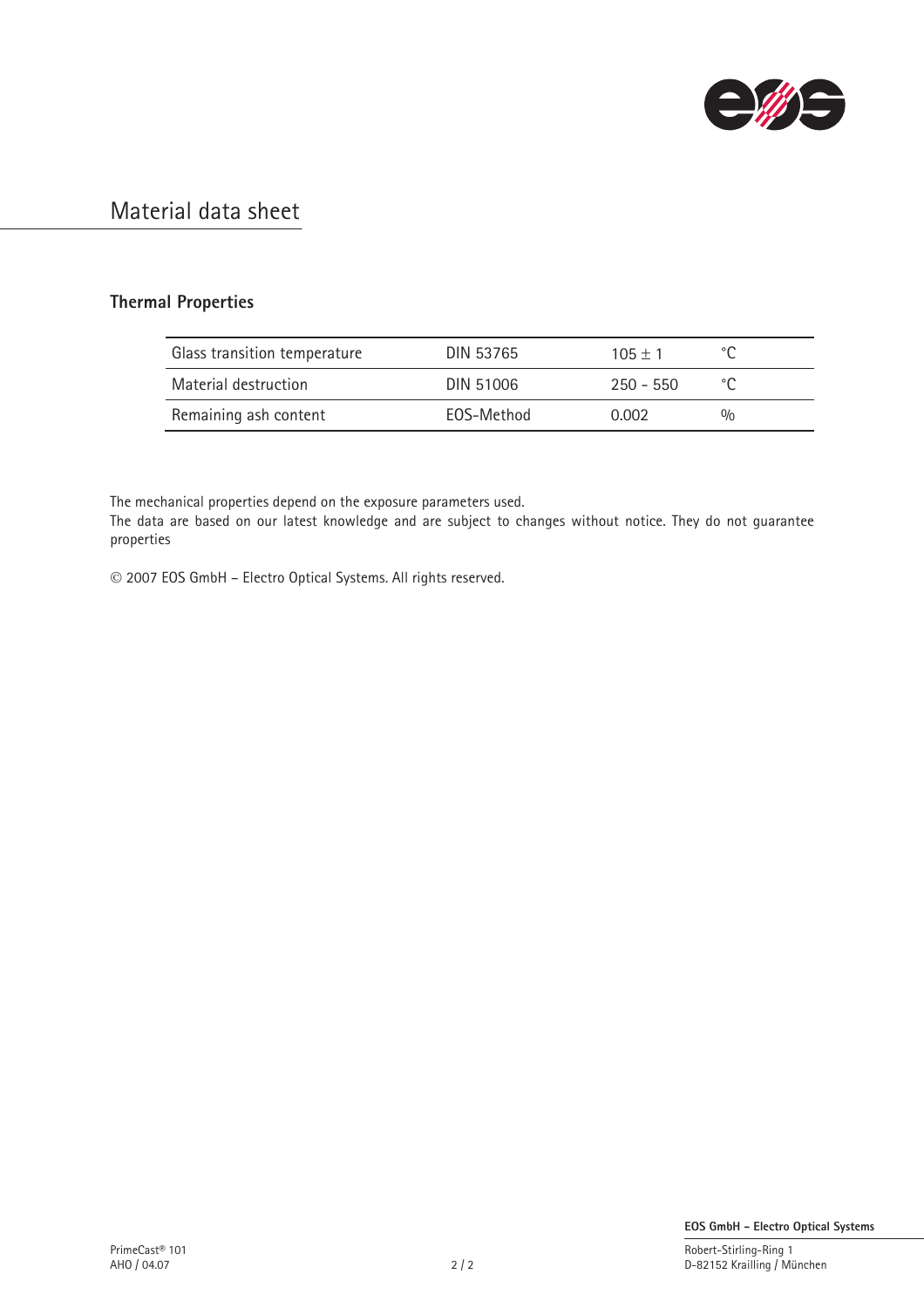# Material data sheet

## Thermal Properties

| | | | |
|---|---|---|---|
| Glass transition temperature | DIN 53765 | 105 ± 1 | °C |
| Material destruction | DIN 51006 | 250 - 550 | °C |
| Remaining ash content | EOS-Method | 0.002 | % |

The mechanical properties depend on the exposure parameters used.
The data are based on our latest knowledge and are subject to changes without notice. They do not guarantee properties

© 2007 EOS GmbH – Electro Optical Systems. All rights reserved.

PrimeCast® 101
AHO / 04.07

**EOS GmbH - Electro Optical Systems**
Robert-Stirling-Ring 1
D-82152 Krailling / München